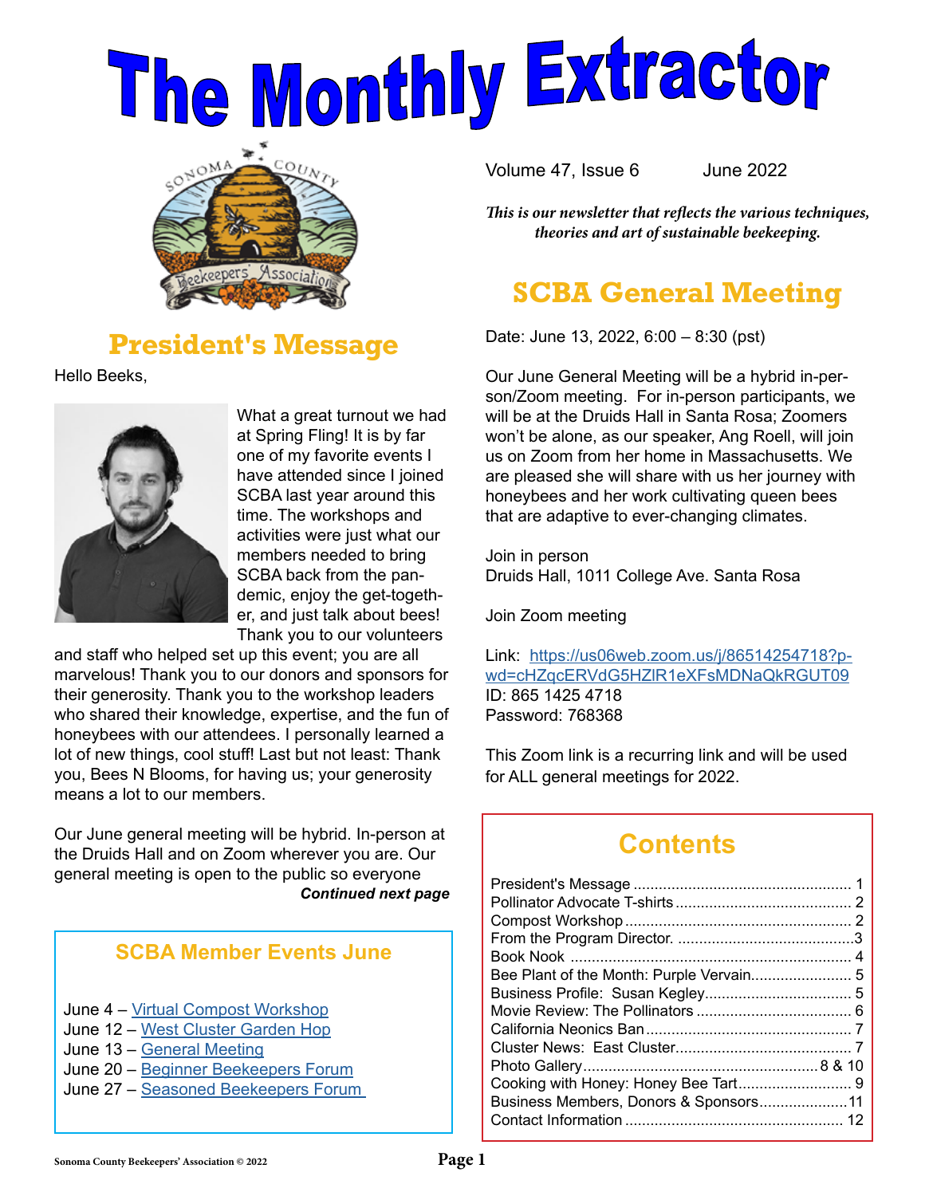# The Monthly Extractor

Volume 47, Issue 6 June 2022

*This is our newsletter that reflects the various techniques, theories and art of sustainable beekeeping.*

## President's Message

Hello Beeks,

What a great turnout we had at Spring Fling! It is by far one of my favorite events I have attended since I joined SCBA last year around this time. The workshops and activities were just what our members needed to bring SCBA back from the pandemic, enjoy the get-together, and just talk about bees! Thank you to our volunteers and staff who helped set up this event; you are all marvelous! Thank you to our donors and sponsors for their generosity. Thank you to the workshop leaders who shared their knowledge, expertise, and the fun of honeybees with our attendees. I personally learned a lot of new things, cool stuff! Last but not least: Thank you, Bees N Blooms, for having us; your generosity means a lot to our members.

Our June general meeting will be hybrid. In-person at the Druids Hall and on Zoom wherever you are. Our general meeting is open to the public so everyone

***Continued next page***

### SCBA Member Events June

June 4 – [Virtual Compost Workshop]()
June 12 – [West Cluster Garden Hop]()
June 13 – [General Meeting]()
June 20 – [Beginner Beekeepers Forum]()
June 27 – [Seasoned Beekeepers Forum]()

## SCBA General Meeting

Date: June 13, 2022, 6:00 – 8:30 (pst)

Our June General Meeting will be a hybrid in-person/Zoom meeting. For in-person participants, we will be at the Druids Hall in Santa Rosa; Zoomers won't be alone, as our speaker, Ang Roell, will join us on Zoom from her home in Massachusetts. We are pleased she will share with us her journey with honeybees and her work cultivating queen bees that are adaptive to ever-changing climates.

Join in person
Druids Hall, 1011 College Ave. Santa Rosa

Join Zoom meeting

Link: [https://us06web.zoom.us/j/86514254718?pwd=cHZqcERVdG5HZlR1eXFsMDNaQkRGUT09](https://us06web.zoom.us/j/86514254718?pwd=cHZqcERVdG5HZlR1eXFsMDNaQkRGUT09)
ID: 865 1425 4718
Password: 768368

This Zoom link is a recurring link and will be used for ALL general meetings for 2022.

### Contents

| | |
|---|---|
| President's Message | 1 |
| Pollinator Advocate T-shirts | 2 |
| Compost Workshop | 2 |
| From the Program Director. | 3 |
| Book Nook | 4 |
| Bee Plant of the Month: Purple Vervain | 5 |
| Business Profile: Susan Kegley | 5 |
| Movie Review: The Pollinators | 6 |
| California Neonics Ban | 7 |
| Cluster News: East Cluster | 7 |
| Photo Gallery | 8 & 10 |
| Cooking with Honey: Honey Bee Tart | 9 |
| Business Members, Donors & Sponsors | 11 |
| Contact Information | 12 |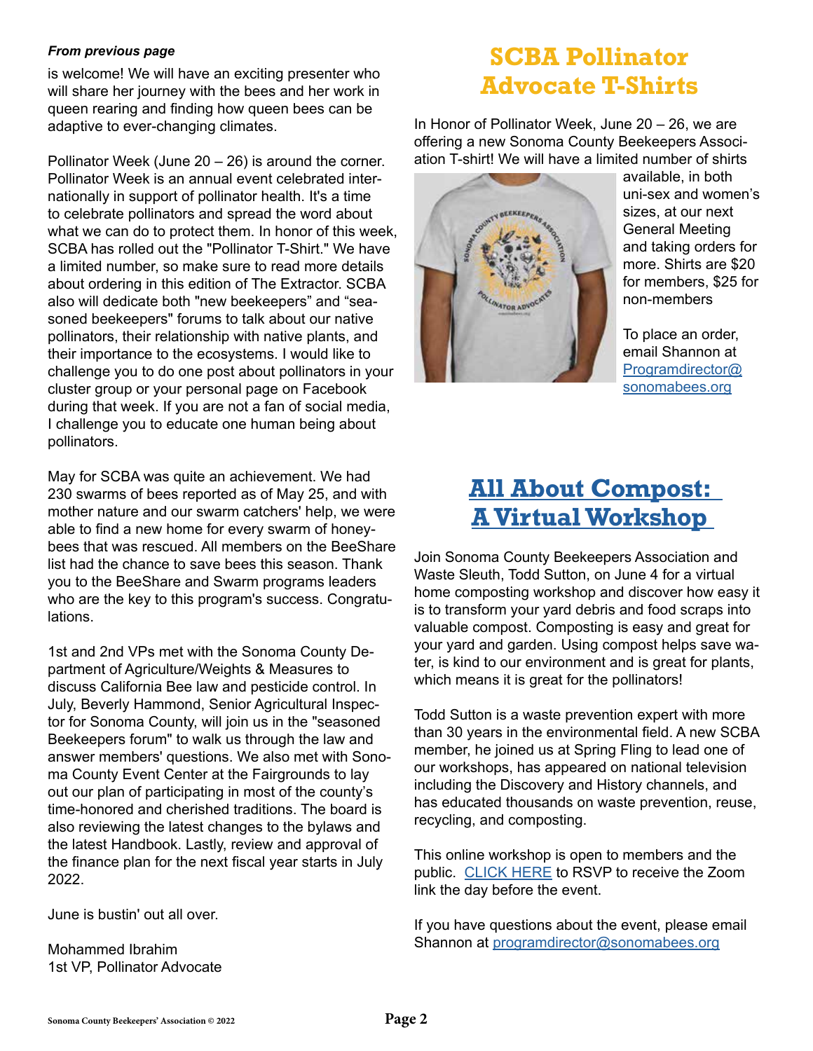*From previous page*

is welcome! We will have an exciting presenter who will share her journey with the bees and her work in queen rearing and finding how queen bees can be adaptive to ever-changing climates.

Pollinator Week (June 20 – 26) is around the corner. Pollinator Week is an annual event celebrated internationally in support of pollinator health. It's a time to celebrate pollinators and spread the word about what we can do to protect them. In honor of this week, SCBA has rolled out the "Pollinator T-Shirt." We have a limited number, so make sure to read more details about ordering in this edition of The Extractor. SCBA also will dedicate both "new beekeepers" and "seasoned beekeepers" forums to talk about our native pollinators, their relationship with native plants, and their importance to the ecosystems. I would like to challenge you to do one post about pollinators in your cluster group or your personal page on Facebook during that week. If you are not a fan of social media, I challenge you to educate one human being about pollinators.

May for SCBA was quite an achievement. We had 230 swarms of bees reported as of May 25, and with mother nature and our swarm catchers' help, we were able to find a new home for every swarm of honeybees that was rescued. All members on the BeeShare list had the chance to save bees this season. Thank you to the BeeShare and Swarm programs leaders who are the key to this program's success. Congratulations.

1st and 2nd VPs met with the Sonoma County Department of Agriculture/Weights & Measures to discuss California Bee law and pesticide control. In July, Beverly Hammond, Senior Agricultural Inspector for Sonoma County, will join us in the "seasoned Beekeepers forum" to walk us through the law and answer members' questions. We also met with Sonoma County Event Center at the Fairgrounds to lay out our plan of participating in most of the county's time-honored and cherished traditions. The board is also reviewing the latest changes to the bylaws and the latest Handbook. Lastly, review and approval of the finance plan for the next fiscal year starts in July 2022.

June is bustin' out all over.

Mohammed Ibrahim
1st VP, Pollinator Advocate

## SCBA Pollinator Advocate T-Shirts

In Honor of Pollinator Week, June 20 – 26, we are offering a new Sonoma County Beekeepers Association T-shirt! We will have a limited number of shirts available, in both uni-sex and women's sizes, at our next General Meeting and taking orders for more. Shirts are $20 for members, $25 for non-members

To place an order, email Shannon at Programdirector@sonomabees.org

## All About Compost: A Virtual Workshop

Join Sonoma County Beekeepers Association and Waste Sleuth, Todd Sutton, on June 4 for a virtual home composting workshop and discover how easy it is to transform your yard debris and food scraps into valuable compost. Composting is easy and great for your yard and garden. Using compost helps save water, is kind to our environment and is great for plants, which means it is great for the pollinators!

Todd Sutton is a waste prevention expert with more than 30 years in the environmental field. A new SCBA member, he joined us at Spring Fling to lead one of our workshops, has appeared on national television including the Discovery and History channels, and has educated thousands on waste prevention, reuse, recycling, and composting.

This online workshop is open to members and the public. CLICK HERE to RSVP to receive the Zoom link the day before the event.

If you have questions about the event, please email Shannon at programdirector@sonomabees.org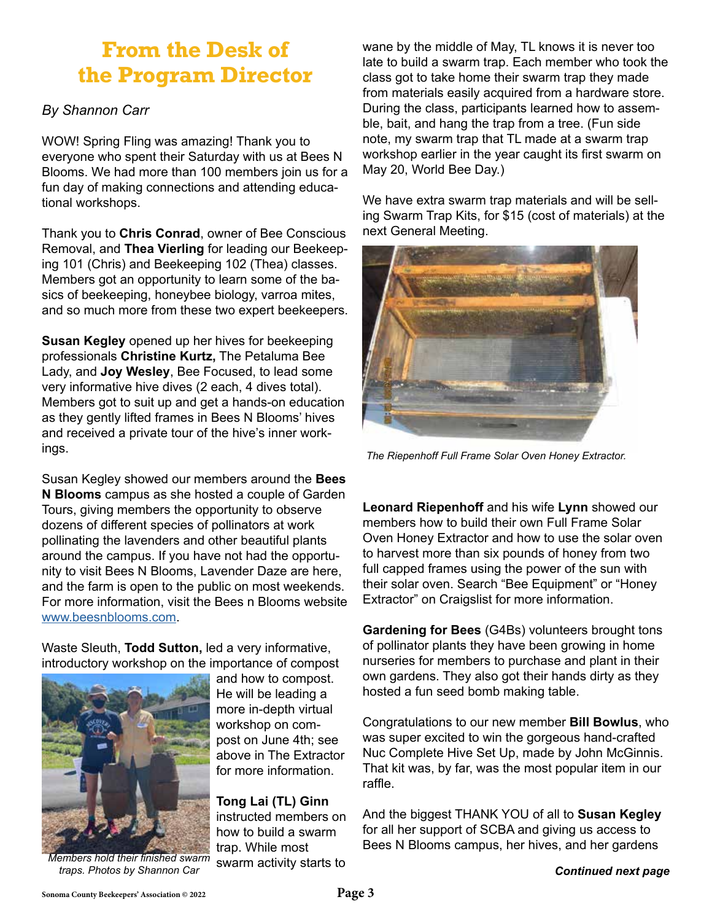# From the Desk of the Program Director

*By Shannon Carr*

WOW! Spring Fling was amazing! Thank you to everyone who spent their Saturday with us at Bees N Blooms. We had more than 100 members join us for a fun day of making connections and attending educational workshops.

Thank you to **Chris Conrad**, owner of Bee Conscious Removal, and **Thea Vierling** for leading our Beekeeping 101 (Chris) and Beekeeping 102 (Thea) classes. Members got an opportunity to learn some of the basics of beekeeping, honeybee biology, varroa mites, and so much more from these two expert beekeepers.

**Susan Kegley** opened up her hives for beekeeping professionals **Christine Kurtz,** The Petaluma Bee Lady, and **Joy Wesley**, Bee Focused, to lead some very informative hive dives (2 each, 4 dives total). Members got to suit up and get a hands-on education as they gently lifted frames in Bees N Blooms' hives and received a private tour of the hive's inner workings.

Susan Kegley showed our members around the **Bees N Blooms** campus as she hosted a couple of Garden Tours, giving members the opportunity to observe dozens of different species of pollinators at work pollinating the lavenders and other beautiful plants around the campus. If you have not had the opportunity to visit Bees N Blooms, Lavender Daze are here, and the farm is open to the public on most weekends. For more information, visit the Bees n Blooms website www.beesnblooms.com.

Waste Sleuth, **Todd Sutton,** led a very informative, introductory workshop on the importance of compost and how to compost. He will be leading a more in-depth virtual workshop on compost on June 4th; see above in The Extractor for more information.

*Members hold their finished swarm traps. Photos by Shannon Car*

**Tong Lai (TL) Ginn** instructed members on how to build a swarm trap. While most swarm activity starts to wane by the middle of May, TL knows it is never too late to build a swarm trap. Each member who took the class got to take home their swarm trap they made from materials easily acquired from a hardware store. During the class, participants learned how to assemble, bait, and hang the trap from a tree. (Fun side note, my swarm trap that TL made at a swarm trap workshop earlier in the year caught its first swarm on May 20, World Bee Day.)

We have extra swarm trap materials and will be selling Swarm Trap Kits, for $15 (cost of materials) at the next General Meeting.

*The Riepenhoff Full Frame Solar Oven Honey Extractor.*

**Leonard Riepenhoff** and his wife **Lynn** showed our members how to build their own Full Frame Solar Oven Honey Extractor and how to use the solar oven to harvest more than six pounds of honey from two full capped frames using the power of the sun with their solar oven. Search "Bee Equipment" or "Honey Extractor" on Craigslist for more information.

**Gardening for Bees** (G4Bs) volunteers brought tons of pollinator plants they have been growing in home nurseries for members to purchase and plant in their own gardens. They also got their hands dirty as they hosted a fun seed bomb making table.

Congratulations to our new member **Bill Bowlus**, who was super excited to win the gorgeous hand-crafted Nuc Complete Hive Set Up, made by John McGinnis. That kit was, by far, was the most popular item in our raffle.

And the biggest THANK YOU of all to **Susan Kegley** for all her support of SCBA and giving us access to Bees N Blooms campus, her hives, and her gardens

***Continued next page***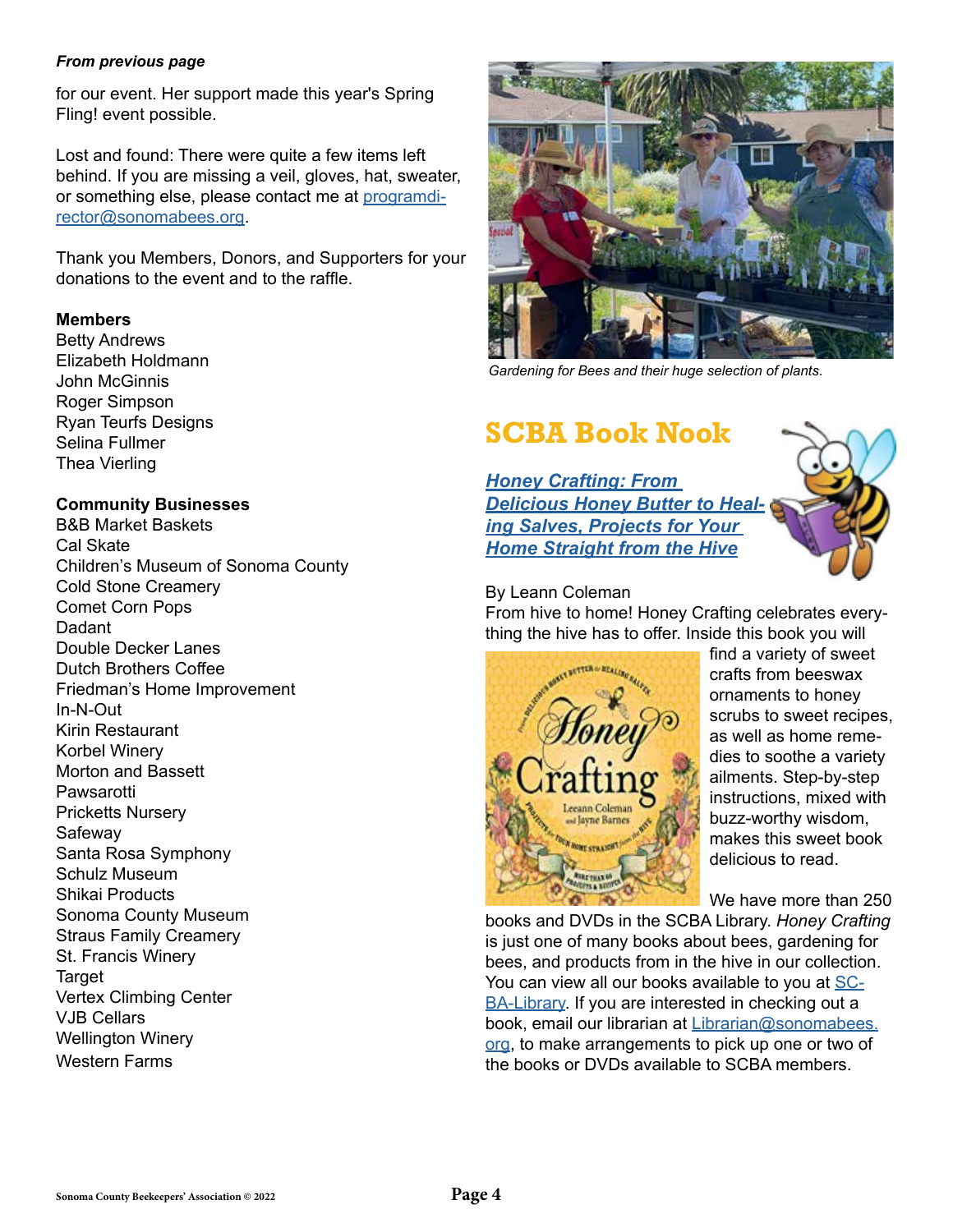*From previous page*

for our event. Her support made this year's Spring Fling! event possible.

Lost and found: There were quite a few items left behind. If you are missing a veil, gloves, hat, sweater, or something else, please contact me at programdirector@sonomabees.org.

Thank you Members, Donors, and Supporters for your donations to the event and to the raffle.

**Members**

Betty Andrews
Elizabeth Holdmann
John McGinnis
Roger Simpson
Ryan Teurfs Designs
Selina Fullmer
Thea Vierling

**Community Businesses**

B&B Market Baskets
Cal Skate
Children's Museum of Sonoma County
Cold Stone Creamery
Comet Corn Pops
Dadant
Double Decker Lanes
Dutch Brothers Coffee
Friedman's Home Improvement
In-N-Out
Kirin Restaurant
Korbel Winery
Morton and Bassett
Pawsarotti
Pricketts Nursery
Safeway
Santa Rosa Symphony
Schulz Museum
Shikai Products
Sonoma County Museum
Straus Family Creamery
St. Francis Winery
Target
Vertex Climbing Center
VJB Cellars
Wellington Winery
Western Farms

*Gardening for Bees and their huge selection of plants.*

## SCBA Book Nook

***Honey Crafting: From Delicious Honey Butter to Healing Salves, Projects for Your Home Straight from the Hive***

By Leann Coleman

From hive to home! Honey Crafting celebrates everything the hive has to offer. Inside this book you will find a variety of sweet crafts from beeswax ornaments to honey scrubs to sweet recipes, as well as home remedies to soothe a variety ailments. Step-by-step instructions, mixed with buzz-worthy wisdom, makes this sweet book delicious to read.

We have more than 250 books and DVDs in the SCBA Library. *Honey Crafting* is just one of many books about bees, gardening for bees, and products from in the hive in our collection. You can view all our books available to you at SCBA-Library. If you are interested in checking out a book, email our librarian at Librarian@sonomabees.org, to make arrangements to pick up one or two of the books or DVDs available to SCBA members.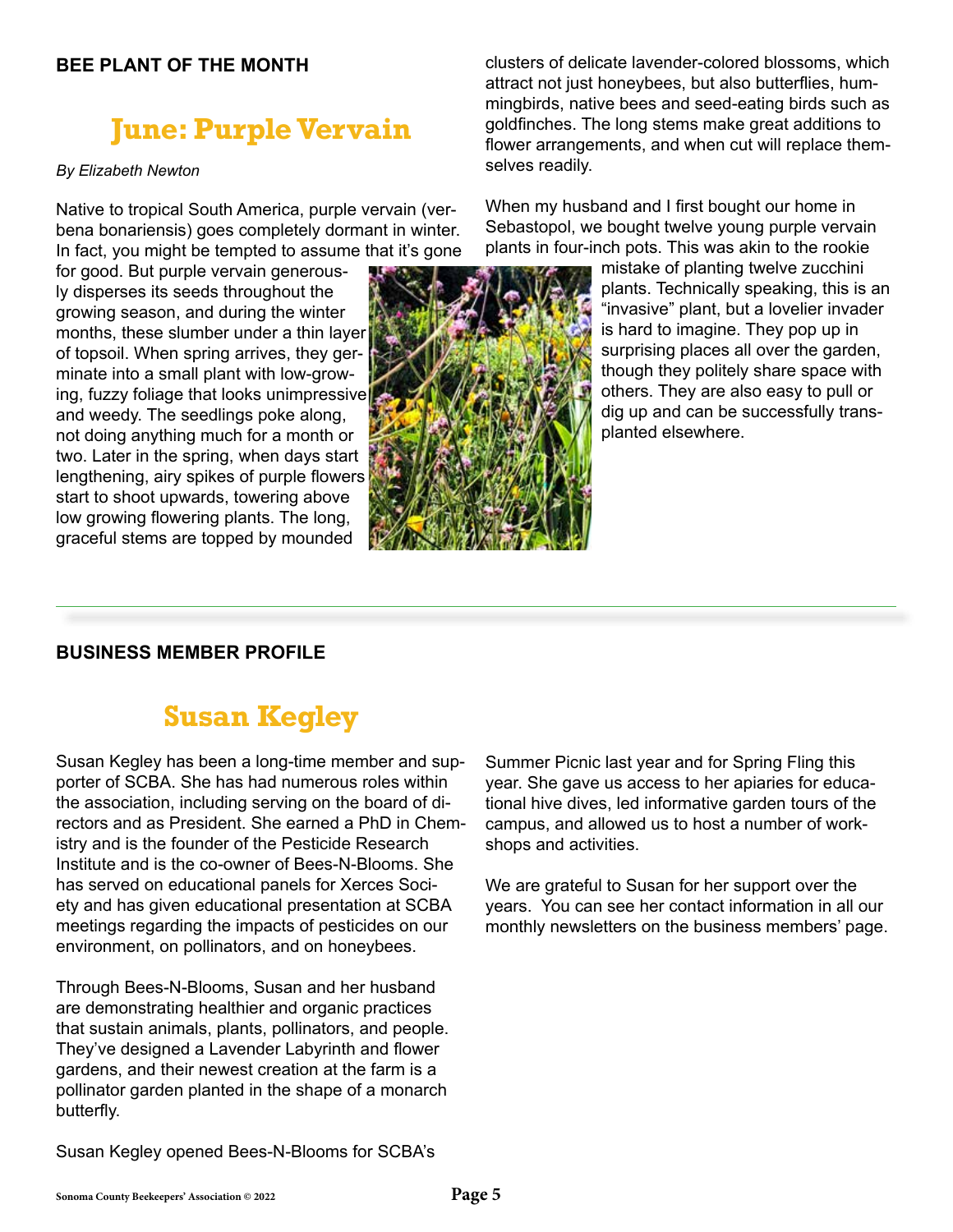**BEE PLANT OF THE MONTH**

## June: Purple Vervain

*By Elizabeth Newton*

Native to tropical South America, purple vervain (verbena bonariensis) goes completely dormant in winter. In fact, you might be tempted to assume that it's gone for good. But purple vervain generously disperses its seeds throughout the growing season, and during the winter months, these slumber under a thin layer of topsoil. When spring arrives, they germinate into a small plant with low-growing, fuzzy foliage that looks unimpressive and weedy. The seedlings poke along, not doing anything much for a month or two. Later in the spring, when days start lengthening, airy spikes of purple flowers start to shoot upwards, towering above low growing flowering plants. The long, graceful stems are topped by mounded clusters of delicate lavender-colored blossoms, which attract not just honeybees, but also butterflies, hummingbirds, native bees and seed-eating birds such as goldfinches. The long stems make great additions to flower arrangements, and when cut will replace themselves readily.

When my husband and I first bought our home in Sebastopol, we bought twelve young purple vervain plants in four-inch pots. This was akin to the rookie mistake of planting twelve zucchini plants. Technically speaking, this is an "invasive" plant, but a lovelier invader is hard to imagine. They pop up in surprising places all over the garden, though they politely share space with others. They are also easy to pull or dig up and can be successfully transplanted elsewhere.

---

**BUSINESS MEMBER PROFILE**

## Susan Kegley

Susan Kegley has been a long-time member and supporter of SCBA. She has had numerous roles within the association, including serving on the board of directors and as President. She earned a PhD in Chemistry and is the founder of the Pesticide Research Institute and is the co-owner of Bees-N-Blooms. She has served on educational panels for Xerces Society and has given educational presentation at SCBA meetings regarding the impacts of pesticides on our environment, on pollinators, and on honeybees.

Through Bees-N-Blooms, Susan and her husband are demonstrating healthier and organic practices that sustain animals, plants, pollinators, and people. They've designed a Lavender Labyrinth and flower gardens, and their newest creation at the farm is a pollinator garden planted in the shape of a monarch butterfly.

Susan Kegley opened Bees-N-Blooms for SCBA's Summer Picnic last year and for Spring Fling this year. She gave us access to her apiaries for educational hive dives, led informative garden tours of the campus, and allowed us to host a number of workshops and activities.

We are grateful to Susan for her support over the years. You can see her contact information in all our monthly newsletters on the business members' page.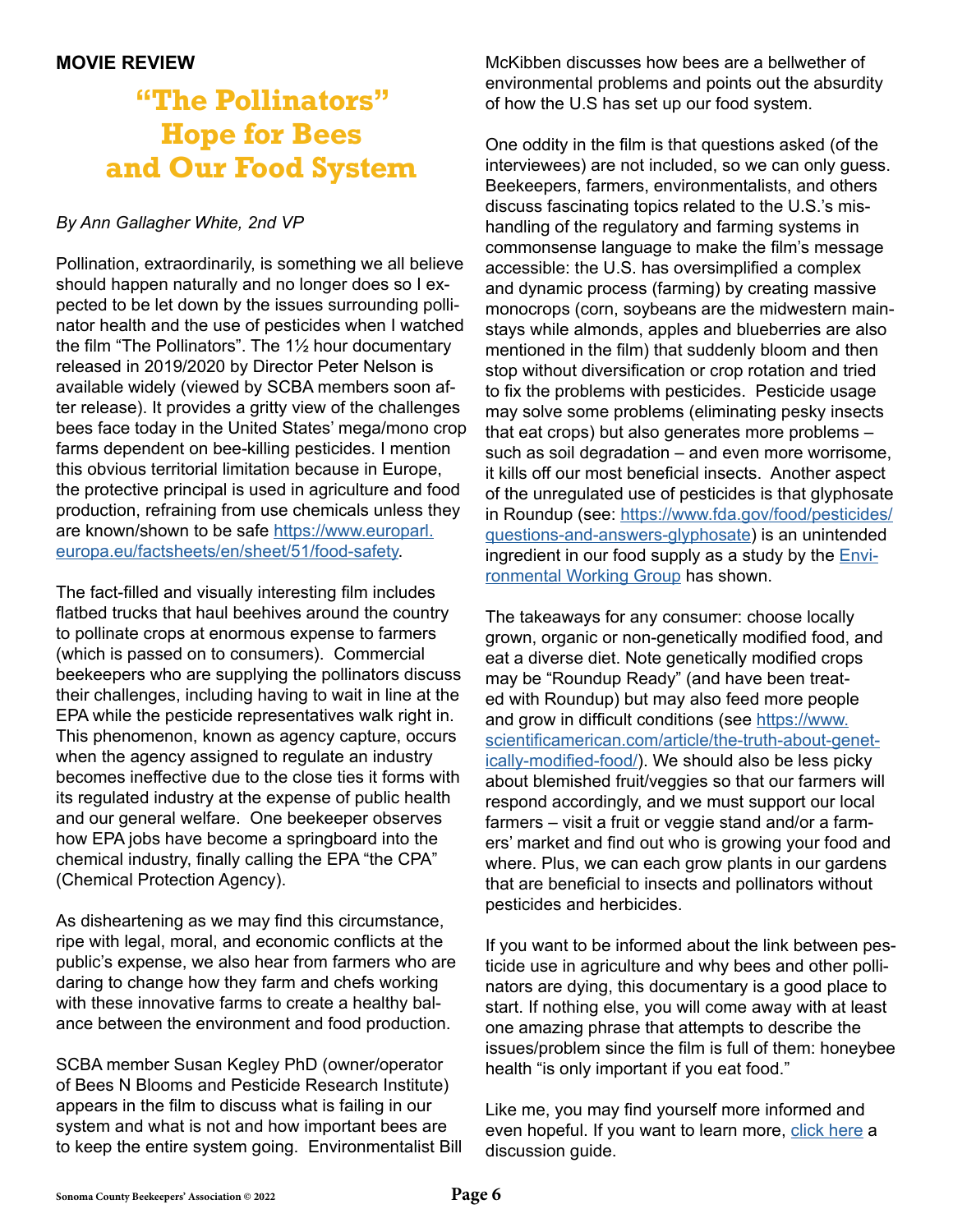**MOVIE REVIEW**

# "The Pollinators" Hope for Bees and Our Food System

*By Ann Gallagher White, 2nd VP*

Pollination, extraordinarily, is something we all believe should happen naturally and no longer does so I expected to be let down by the issues surrounding pollinator health and the use of pesticides when I watched the film "The Pollinators". The 1½ hour documentary released in 2019/2020 by Director Peter Nelson is available widely (viewed by SCBA members soon after release). It provides a gritty view of the challenges bees face today in the United States' mega/mono crop farms dependent on bee-killing pesticides. I mention this obvious territorial limitation because in Europe, the protective principal is used in agriculture and food production, refraining from use chemicals unless they are known/shown to be safe [https://www.europarl.europa.eu/factsheets/en/sheet/51/food-safety](https://www.europarl.europa.eu/factsheets/en/sheet/51/food-safety).

The fact-filled and visually interesting film includes flatbed trucks that haul beehives around the country to pollinate crops at enormous expense to farmers (which is passed on to consumers). Commercial beekeepers who are supplying the pollinators discuss their challenges, including having to wait in line at the EPA while the pesticide representatives walk right in. This phenomenon, known as agency capture, occurs when the agency assigned to regulate an industry becomes ineffective due to the close ties it forms with its regulated industry at the expense of public health and our general welfare. One beekeeper observes how EPA jobs have become a springboard into the chemical industry, finally calling the EPA "the CPA" (Chemical Protection Agency).

As disheartening as we may find this circumstance, ripe with legal, moral, and economic conflicts at the public's expense, we also hear from farmers who are daring to change how they farm and chefs working with these innovative farms to create a healthy balance between the environment and food production.

SCBA member Susan Kegley PhD (owner/operator of Bees N Blooms and Pesticide Research Institute) appears in the film to discuss what is failing in our system and what is not and how important bees are to keep the entire system going. Environmentalist Bill McKibben discusses how bees are a bellwether of environmental problems and points out the absurdity of how the U.S has set up our food system.

One oddity in the film is that questions asked (of the interviewees) are not included, so we can only guess. Beekeepers, farmers, environmentalists, and others discuss fascinating topics related to the U.S.'s mishandling of the regulatory and farming systems in commonsense language to make the film's message accessible: the U.S. has oversimplified a complex and dynamic process (farming) by creating massive monocrops (corn, soybeans are the midwestern mainstays while almonds, apples and blueberries are also mentioned in the film) that suddenly bloom and then stop without diversification or crop rotation and tried to fix the problems with pesticides. Pesticide usage may solve some problems (eliminating pesky insects that eat crops) but also generates more problems – such as soil degradation – and even more worrisome, it kills off our most beneficial insects. Another aspect of the unregulated use of pesticides is that glyphosate in Roundup (see: [https://www.fda.gov/food/pesticides/questions-and-answers-glyphosate](https://www.fda.gov/food/pesticides/questions-and-answers-glyphosate)) is an unintended ingredient in our food supply as a study by the [Environmental Working Group](#) has shown.

The takeaways for any consumer: choose locally grown, organic or non-genetically modified food, and eat a diverse diet. Note genetically modified crops may be "Roundup Ready" (and have been treated with Roundup) but may also feed more people and grow in difficult conditions (see [https://www.scientificamerican.com/article/the-truth-about-genetically-modified-food/](https://www.scientificamerican.com/article/the-truth-about-genetically-modified-food/)). We should also be less picky about blemished fruit/veggies so that our farmers will respond accordingly, and we must support our local farmers – visit a fruit or veggie stand and/or a farmers' market and find out who is growing your food and where. Plus, we can each grow plants in our gardens that are beneficial to insects and pollinators without pesticides and herbicides.

If you want to be informed about the link between pesticide use in agriculture and why bees and other pollinators are dying, this documentary is a good place to start. If nothing else, you will come away with at least one amazing phrase that attempts to describe the issues/problem since the film is full of them: honeybee health "is only important if you eat food."

Like me, you may find yourself more informed and even hopeful. If you want to learn more, [click here](#) a discussion guide.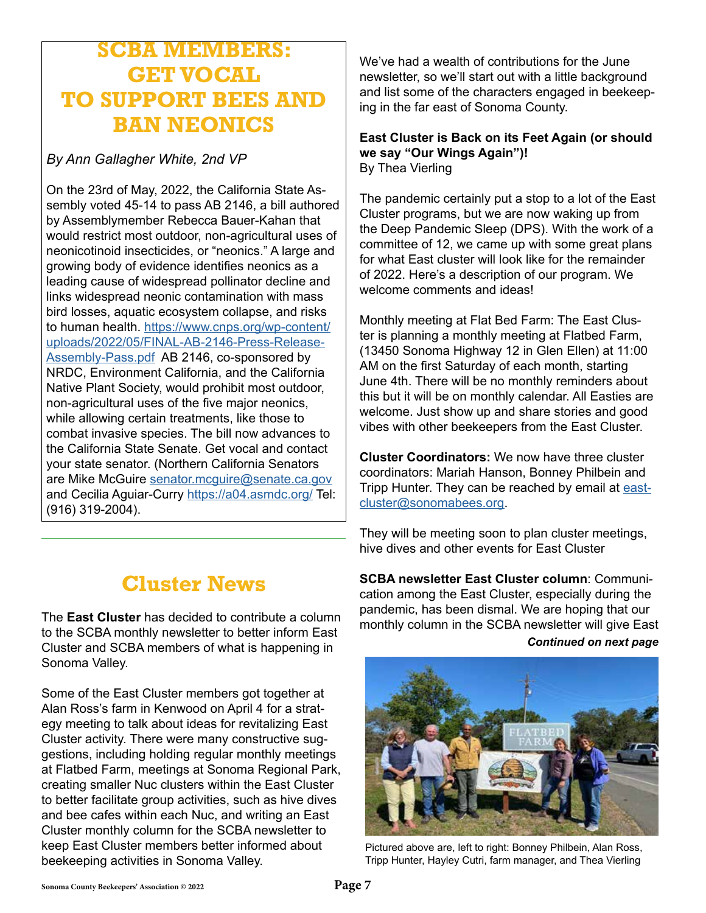## SCBA MEMBERS: GET VOCAL TO SUPPORT BEES AND BAN NEONICS

*By Ann Gallagher White, 2nd VP*

On the 23rd of May, 2022, the California State Assembly voted 45-14 to pass AB 2146, a bill authored by Assemblymember Rebecca Bauer-Kahan that would restrict most outdoor, non-agricultural uses of neonicotinoid insecticides, or "neonics." A large and growing body of evidence identifies neonics as a leading cause of widespread pollinator decline and links widespread neonic contamination with mass bird losses, aquatic ecosystem collapse, and risks to human health. https://www.cnps.org/wp-content/uploads/2022/05/FINAL-AB-2146-Press-Release-Assembly-Pass.pdf AB 2146, co-sponsored by NRDC, Environment California, and the California Native Plant Society, would prohibit most outdoor, non-agricultural uses of the five major neonics, while allowing certain treatments, like those to combat invasive species. The bill now advances to the California State Senate. Get vocal and contact your state senator. (Northern California Senators are Mike McGuire senator.mcguire@senate.ca.gov and Cecilia Aguiar-Curry https://a04.asmdc.org/ Tel: (916) 319-2004).

## Cluster News

The **East Cluster** has decided to contribute a column to the SCBA monthly newsletter to better inform East Cluster and SCBA members of what is happening in Sonoma Valley.

Some of the East Cluster members got together at Alan Ross's farm in Kenwood on April 4 for a strategy meeting to talk about ideas for revitalizing East Cluster activity. There were many constructive suggestions, including holding regular monthly meetings at Flatbed Farm, meetings at Sonoma Regional Park, creating smaller Nuc clusters within the East Cluster to better facilitate group activities, such as hive dives and bee cafes within each Nuc, and writing an East Cluster monthly column for the SCBA newsletter to keep East Cluster members better informed about beekeeping activities in Sonoma Valley.

We've had a wealth of contributions for the June newsletter, so we'll start out with a little background and list some of the characters engaged in beekeeping in the far east of Sonoma County.

**East Cluster is Back on its Feet Again (or should we say "Our Wings Again")!**
By Thea Vierling

The pandemic certainly put a stop to a lot of the East Cluster programs, but we are now waking up from the Deep Pandemic Sleep (DPS). With the work of a committee of 12, we came up with some great plans for what East cluster will look like for the remainder of 2022. Here's a description of our program. We welcome comments and ideas!

Monthly meeting at Flat Bed Farm: The East Cluster is planning a monthly meeting at Flatbed Farm, (13450 Sonoma Highway 12 in Glen Ellen) at 11:00 AM on the first Saturday of each month, starting June 4th. There will be no monthly reminders about this but it will be on monthly calendar. All Easties are welcome. Just show up and share stories and good vibes with other beekeepers from the East Cluster.

**Cluster Coordinators:** We now have three cluster coordinators: Mariah Hanson, Bonney Philbein and Tripp Hunter. They can be reached by email at eastcluster@sonomabees.org.

They will be meeting soon to plan cluster meetings, hive dives and other events for East Cluster

**SCBA newsletter East Cluster column**: Communication among the East Cluster, especially during the pandemic, has been dismal. We are hoping that our monthly column in the SCBA newsletter will give East

***Continued on next page***

Pictured above are, left to right: Bonney Philbein, Alan Ross, Tripp Hunter, Hayley Cutri, farm manager, and Thea Vierling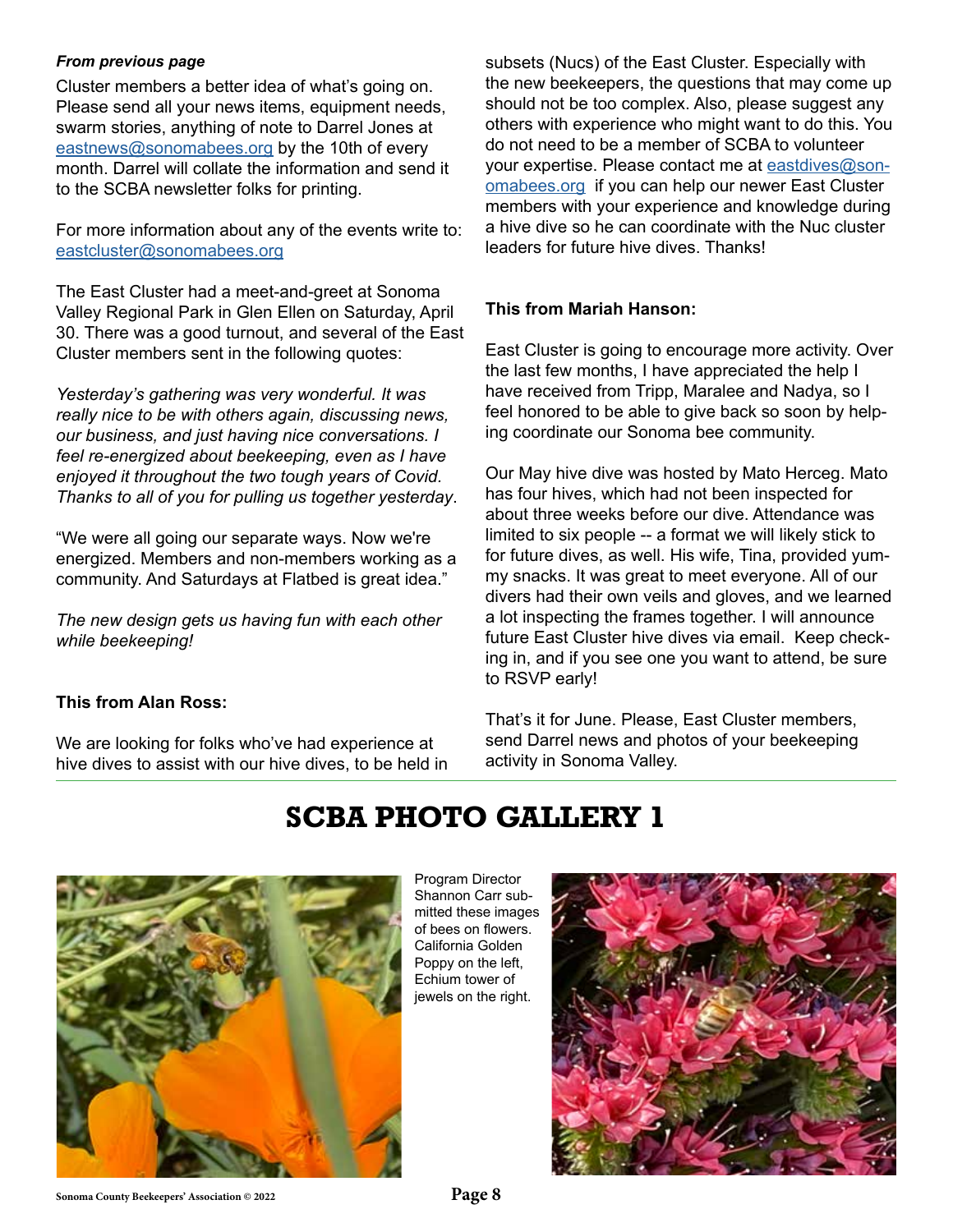***From previous page***

Cluster members a better idea of what's going on. Please send all your news items, equipment needs, swarm stories, anything of note to Darrel Jones at eastnews@sonomabees.org by the 10th of every month. Darrel will collate the information and send it to the SCBA newsletter folks for printing.

For more information about any of the events write to: eastcluster@sonomabees.org

The East Cluster had a meet-and-greet at Sonoma Valley Regional Park in Glen Ellen on Saturday, April 30. There was a good turnout, and several of the East Cluster members sent in the following quotes:

*Yesterday's gathering was very wonderful. It was really nice to be with others again, discussing news, our business, and just having nice conversations. I feel re-energized about beekeeping, even as I have enjoyed it throughout the two tough years of Covid. Thanks to all of you for pulling us together yesterday*.

"We were all going our separate ways. Now we're energized. Members and non-members working as a community. And Saturdays at Flatbed is great idea."

*The new design gets us having fun with each other while beekeeping!*

**This from Alan Ross:**

We are looking for folks who've had experience at hive dives to assist with our hive dives, to be held in subsets (Nucs) of the East Cluster. Especially with the new beekeepers, the questions that may come up should not be too complex. Also, please suggest any others with experience who might want to do this. You do not need to be a member of SCBA to volunteer your expertise. Please contact me at eastdives@sonomabees.org if you can help our newer East Cluster members with your experience and knowledge during a hive dive so he can coordinate with the Nuc cluster leaders for future hive dives. Thanks!

**This from Mariah Hanson:**

East Cluster is going to encourage more activity. Over the last few months, I have appreciated the help I have received from Tripp, Maralee and Nadya, so I feel honored to be able to give back so soon by helping coordinate our Sonoma bee community.

Our May hive dive was hosted by Mato Herceg. Mato has four hives, which had not been inspected for about three weeks before our dive. Attendance was limited to six people -- a format we will likely stick to for future dives, as well. His wife, Tina, provided yummy snacks. It was great to meet everyone. All of our divers had their own veils and gloves, and we learned a lot inspecting the frames together. I will announce future East Cluster hive dives via email. Keep checking in, and if you see one you want to attend, be sure to RSVP early!

That's it for June. Please, East Cluster members, send Darrel news and photos of your beekeeping activity in Sonoma Valley.

# SCBA PHOTO GALLERY 1

Program Director Shannon Carr submitted these images of bees on flowers. California Golden Poppy on the left, Echium tower of jewels on the right.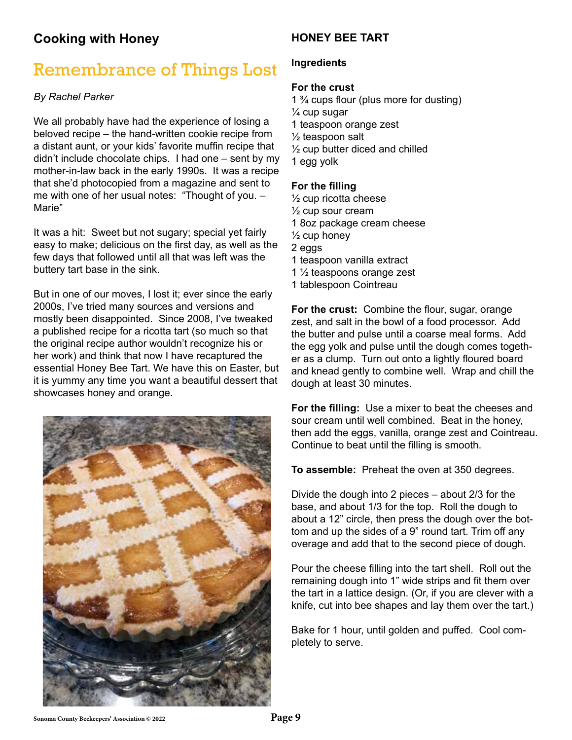## Cooking with Honey

# Remembrance of Things Lost

*By Rachel Parker*

We all probably have had the experience of losing a beloved recipe – the hand-written cookie recipe from a distant aunt, or your kids' favorite muffin recipe that didn't include chocolate chips. I had one – sent by my mother-in-law back in the early 1990s. It was a recipe that she'd photocopied from a magazine and sent to me with one of her usual notes: "Thought of you. – Marie"

It was a hit: Sweet but not sugary; special yet fairly easy to make; delicious on the first day, as well as the few days that followed until all that was left was the buttery tart base in the sink.

But in one of our moves, I lost it; ever since the early 2000s, I've tried many sources and versions and mostly been disappointed. Since 2008, I've tweaked a published recipe for a ricotta tart (so much so that the original recipe author wouldn't recognize his or her work) and think that now I have recaptured the essential Honey Bee Tart. We have this on Easter, but it is yummy any time you want a beautiful dessert that showcases honey and orange.

## HONEY BEE TART

### Ingredients

**For the crust**

1 ¾ cups flour (plus more for dusting)
¼ cup sugar
1 teaspoon orange zest
½ teaspoon salt
½ cup butter diced and chilled
1 egg yolk

**For the filling**

½ cup ricotta cheese
½ cup sour cream
1 8oz package cream cheese
½ cup honey
2 eggs
1 teaspoon vanilla extract
1 ½ teaspoons orange zest
1 tablespoon Cointreau

**For the crust:** Combine the flour, sugar, orange zest, and salt in the bowl of a food processor. Add the butter and pulse until a coarse meal forms. Add the egg yolk and pulse until the dough comes together as a clump. Turn out onto a lightly floured board and knead gently to combine well. Wrap and chill the dough at least 30 minutes.

**For the filling:** Use a mixer to beat the cheeses and sour cream until well combined. Beat in the honey, then add the eggs, vanilla, orange zest and Cointreau. Continue to beat until the filling is smooth.

**To assemble:** Preheat the oven at 350 degrees.

Divide the dough into 2 pieces – about 2/3 for the base, and about 1/3 for the top. Roll the dough to about a 12" circle, then press the dough over the bottom and up the sides of a 9" round tart. Trim off any overage and add that to the second piece of dough.

Pour the cheese filling into the tart shell. Roll out the remaining dough into 1" wide strips and fit them over the tart in a lattice design. (Or, if you are clever with a knife, cut into bee shapes and lay them over the tart.)

Bake for 1 hour, until golden and puffed. Cool completely to serve.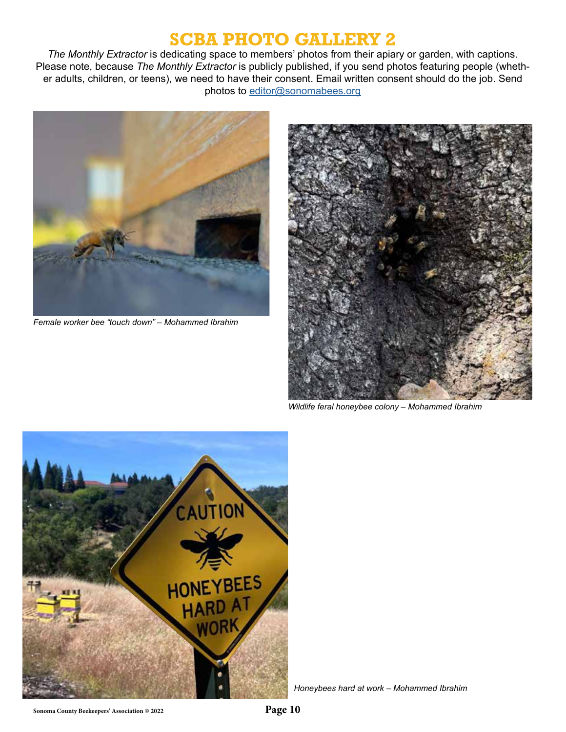# SCBA PHOTO GALLERY 2

*The Monthly Extractor* is dedicating space to members' photos from their apiary or garden, with captions. Please note, because *The Monthly Extractor* is publicly published, if you send photos featuring people (whether adults, children, or teens), we need to have their consent. Email written consent should do the job. Send photos to editor@sonomabees.org

*Female worker bee "touch down" – Mohammed Ibrahim*

*Wildlife feral honeybee colony – Mohammed Ibrahim*

*Honeybees hard at work – Mohammed Ibrahim*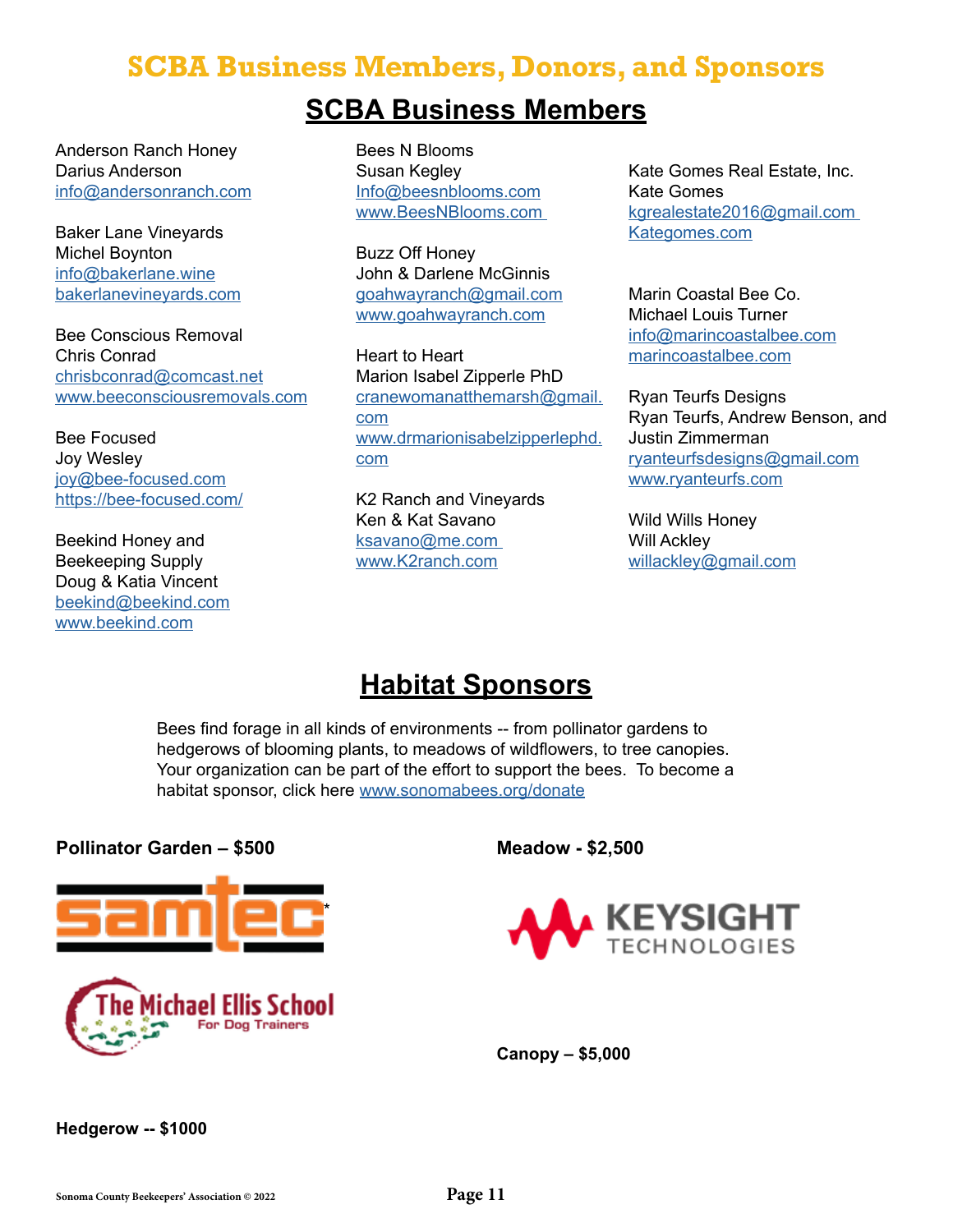# SCBA Business Members, Donors, and Sponsors

## SCBA Business Members

Anderson Ranch Honey
Darius Anderson
info@andersonranch.com

Baker Lane Vineyards
Michel Boynton
info@bakerlane.wine
bakerlanevineyards.com

Bee Conscious Removal
Chris Conrad
chrisbconrad@comcast.net
www.beeconsciousremovals.com

Bee Focused
Joy Wesley
joy@bee-focused.com
https://bee-focused.com/

Beekind Honey and Beekeeping Supply
Doug & Katia Vincent
beekind@beekind.com
www.beekind.com

Bees N Blooms
Susan Kegley
Info@beesnblooms.com
www.BeesNBlooms.com

Buzz Off Honey
John & Darlene McGinnis
goahwayranch@gmail.com
www.goahwayranch.com

Heart to Heart
Marion Isabel Zipperle PhD
cranewomanatthemarsh@gmail.com
www.drmarionisabelzipperlephd.com

K2 Ranch and Vineyards
Ken & Kat Savano
ksavano@me.com
www.K2ranch.com

Kate Gomes Real Estate, Inc.
Kate Gomes
kgrealestate2016@gmail.com
Kategomes.com

Marin Coastal Bee Co.
Michael Louis Turner
info@marincoastalbee.com
marincoastalbee.com

Ryan Teurfs Designs
Ryan Teurfs, Andrew Benson, and Justin Zimmerman
ryanteurfsdesigns@gmail.com
www.ryanteurfs.com

Wild Wills Honey
Will Ackley
willackley@gmail.com

## Habitat Sponsors

Bees find forage in all kinds of environments -- from pollinator gardens to hedgerows of blooming plants, to meadows of wildflowers, to tree canopies. Your organization can be part of the effort to support the bees. To become a habitat sponsor, click here www.sonomabees.org/donate

**Pollinator Garden – $500**

samtec

The Michael Ellis School For Dog Trainers

**Hedgerow -- $1000**

**Meadow - $2,500**

KEYSIGHT TECHNOLOGIES

**Canopy – $5,000**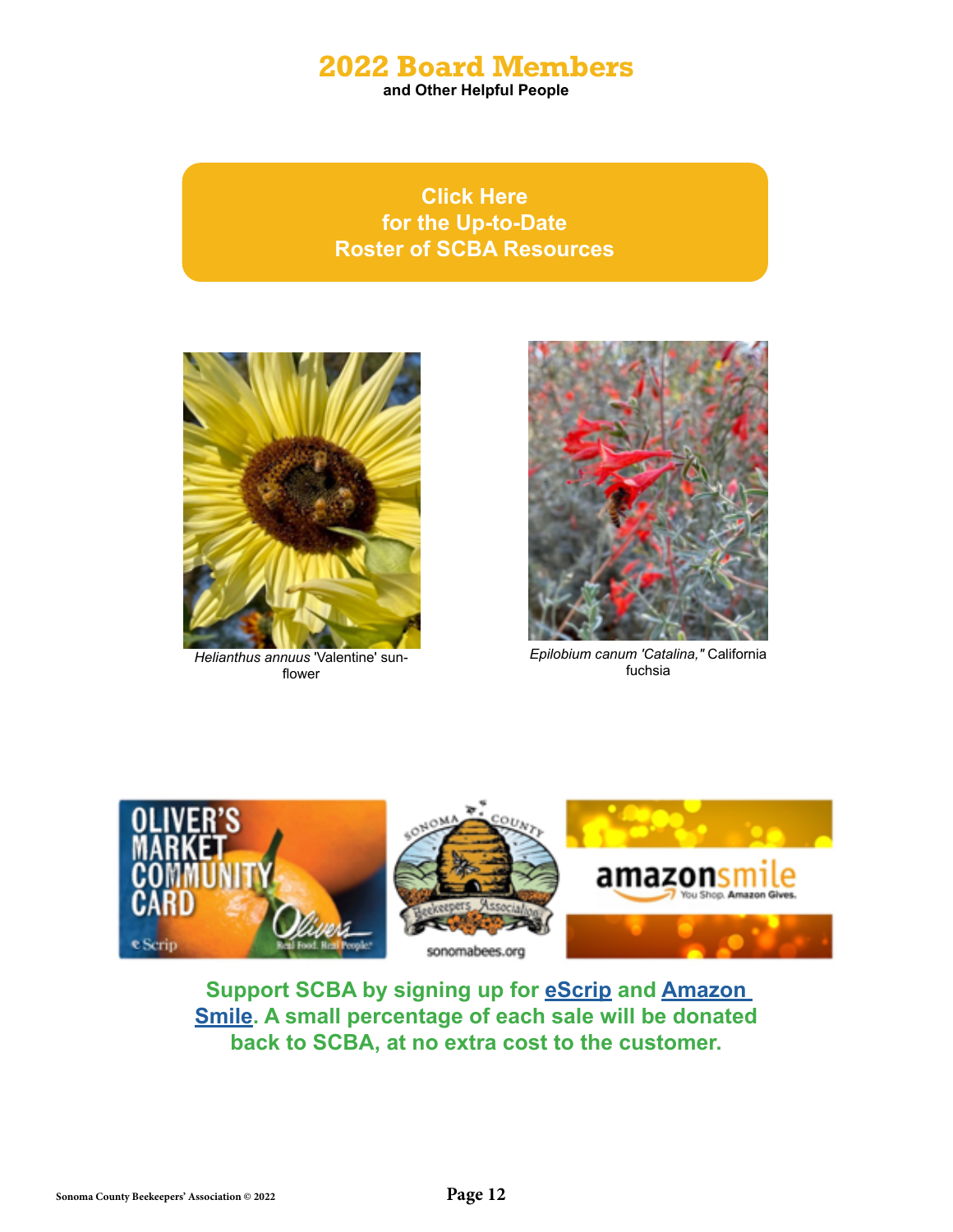# 2022 Board Members

**and Other Helpful People**

**Click Here for the Up-to-Date Roster of SCBA Resources**

*Helianthus annuus* 'Valentine' sunflower

*Epilobium canum 'Catalina,"* California fuchsia

**Support SCBA by signing up for eScrip and Amazon Smile. A small percentage of each sale will be donated back to SCBA, at no extra cost to the customer.**

Sonoma County Beekeepers' Association © 2022